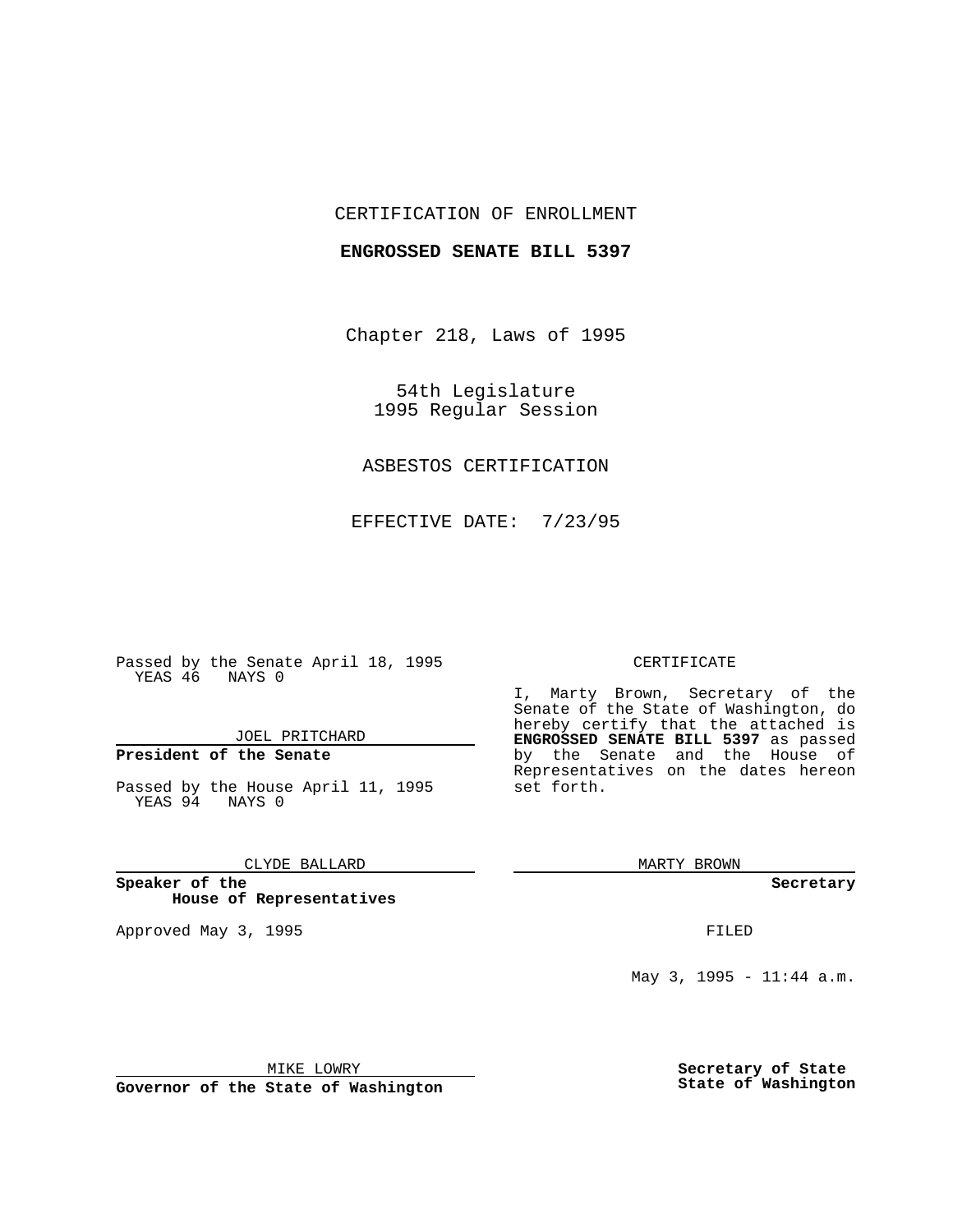CERTIFICATION OF ENROLLMENT

**ENGROSSED SENATE BILL 5397**

Chapter 218, Laws of 1995

54th Legislature
1995 Regular Session

ASBESTOS CERTIFICATION

EFFECTIVE DATE: 7/23/95

Passed by the Senate April 18, 1995
YEAS 46 NAYS 0

JOEL PRITCHARD

**President of the Senate**

Passed by the House April 11, 1995
YEAS 94 NAYS 0

CLYDE BALLARD

**Speaker of the House of Representatives**

Approved May 3, 1995

MIKE LOWRY

**Governor of the State of Washington**

CERTIFICATE

I, Marty Brown, Secretary of the Senate of the State of Washington, do hereby certify that the attached is **ENGROSSED SENATE BILL 5397** as passed by the Senate and the House of Representatives on the dates hereon set forth.

MARTY BROWN

**Secretary**

FILED

May 3, 1995 - 11:44 a.m.

**Secretary of State**
**State of Washington**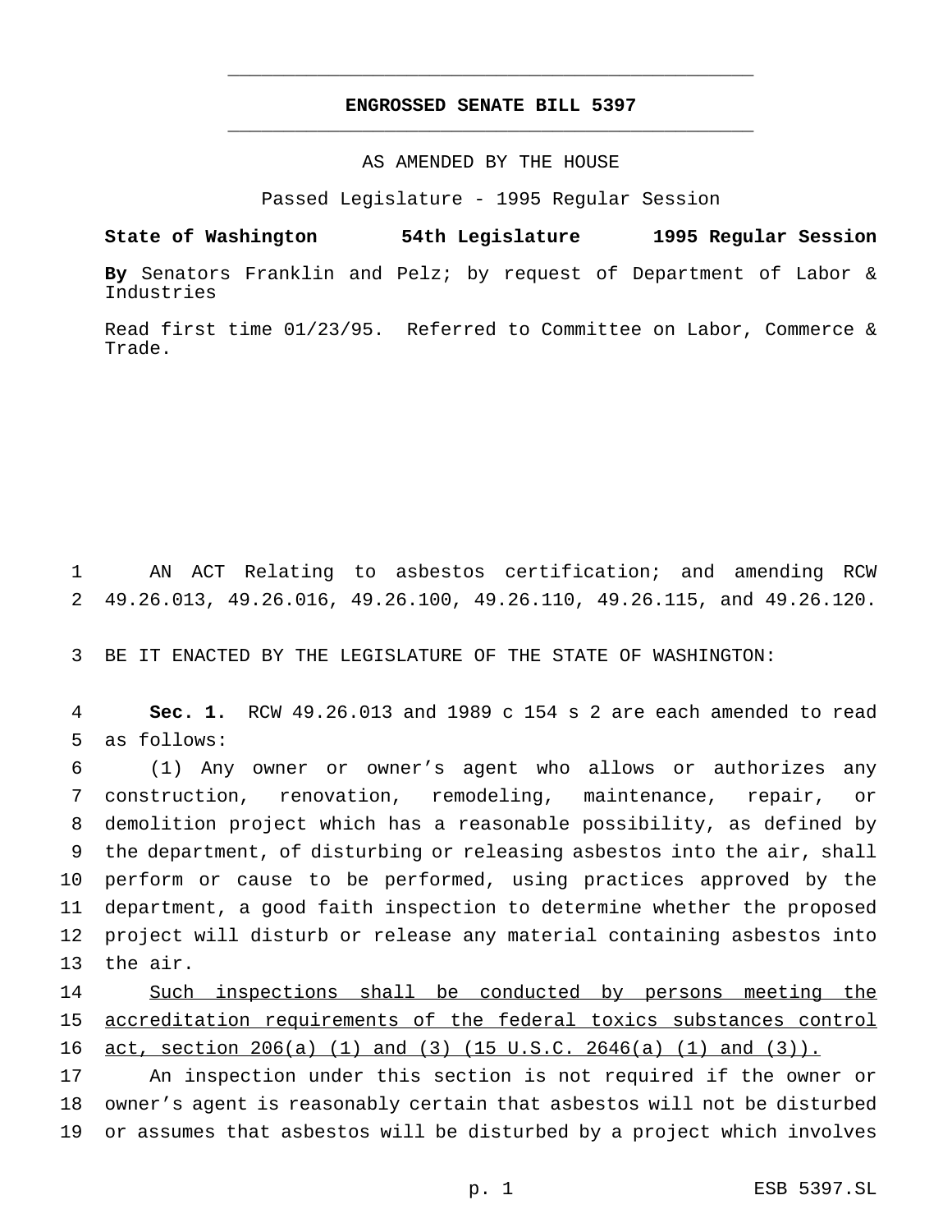# ENGROSSED SENATE BILL 5397

AS AMENDED BY THE HOUSE

Passed Legislature - 1995 Regular Session

**State of Washington 54th Legislature 1995 Regular Session**

**By** Senators Franklin and Pelz; by request of Department of Labor & Industries

Read first time 01/23/95. Referred to Committee on Labor, Commerce & Trade.

AN ACT Relating to asbestos certification; and amending RCW 49.26.013, 49.26.016, 49.26.100, 49.26.110, 49.26.115, and 49.26.120.

BE IT ENACTED BY THE LEGISLATURE OF THE STATE OF WASHINGTON:

**Sec. 1.** RCW 49.26.013 and 1989 c 154 s 2 are each amended to read as follows:

(1) Any owner or owner's agent who allows or authorizes any construction, renovation, remodeling, maintenance, repair, or demolition project which has a reasonable possibility, as defined by the department, of disturbing or releasing asbestos into the air, shall perform or cause to be performed, using practices approved by the department, a good faith inspection to determine whether the proposed project will disturb or release any material containing asbestos into the air.

<u>Such inspections shall be conducted by persons meeting the accreditation requirements of the federal toxics substances control act, section 206(a) (1) and (3) (15 U.S.C. 2646(a) (1) and (3)).</u>

An inspection under this section is not required if the owner or owner's agent is reasonably certain that asbestos will not be disturbed or assumes that asbestos will be disturbed by a project which involves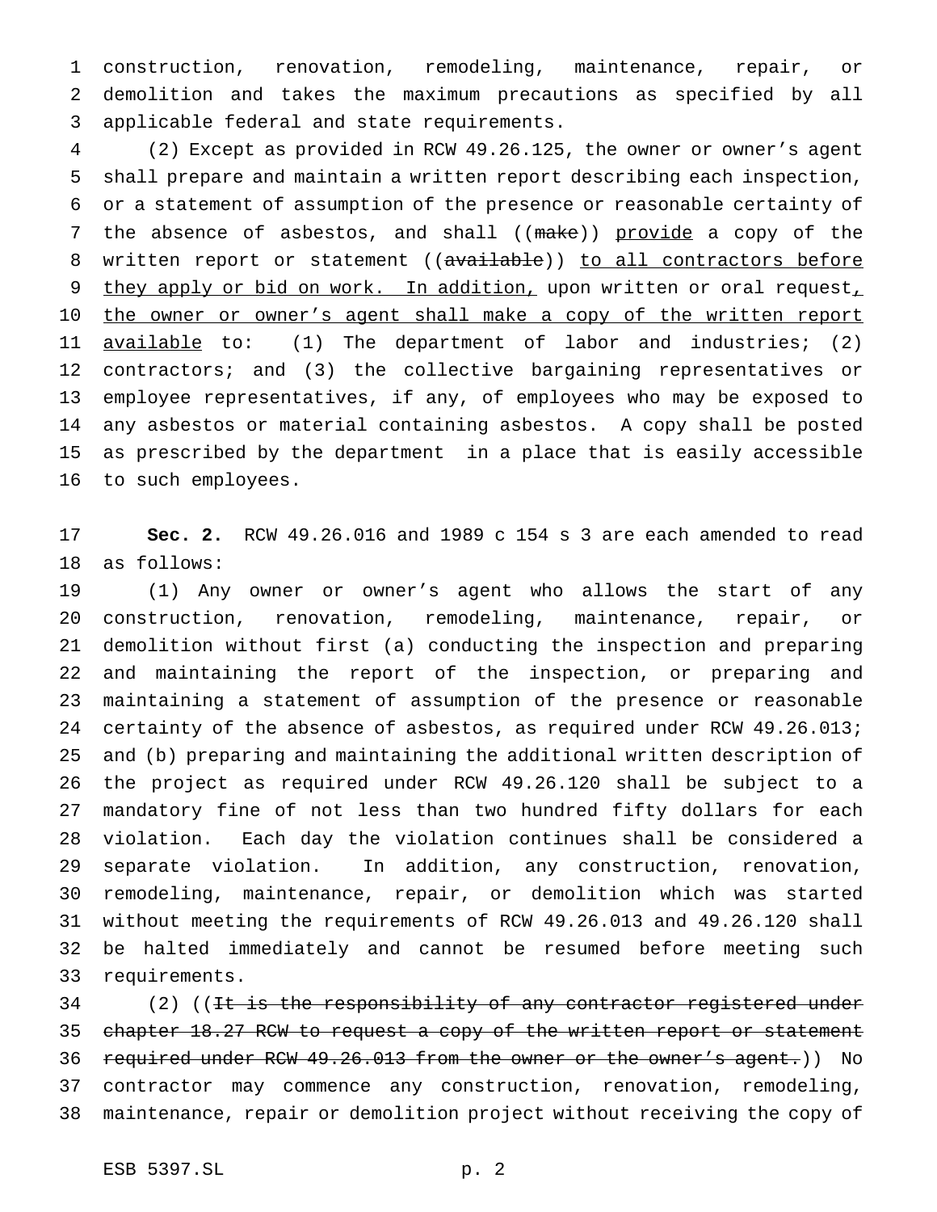construction, renovation, remodeling, maintenance, repair, or demolition and takes the maximum precautions as specified by all applicable federal and state requirements.

(2) Except as provided in RCW 49.26.125, the owner or owner's agent shall prepare and maintain a written report describing each inspection, or a statement of assumption of the presence or reasonable certainty of the absence of asbestos, and shall ((~~make~~)) provide a copy of the written report or statement ((~~available~~)) to all contractors before they apply or bid on work. In addition, upon written or oral request, the owner or owner's agent shall make a copy of the written report available to: (1) The department of labor and industries; (2) contractors; and (3) the collective bargaining representatives or employee representatives, if any, of employees who may be exposed to any asbestos or material containing asbestos. A copy shall be posted as prescribed by the department in a place that is easily accessible to such employees.

**Sec. 2.** RCW 49.26.016 and 1989 c 154 s 3 are each amended to read as follows:

(1) Any owner or owner's agent who allows the start of any construction, renovation, remodeling, maintenance, repair, or demolition without first (a) conducting the inspection and preparing and maintaining the report of the inspection, or preparing and maintaining a statement of assumption of the presence or reasonable certainty of the absence of asbestos, as required under RCW 49.26.013; and (b) preparing and maintaining the additional written description of the project as required under RCW 49.26.120 shall be subject to a mandatory fine of not less than two hundred fifty dollars for each violation. Each day the violation continues shall be considered a separate violation. In addition, any construction, renovation, remodeling, maintenance, repair, or demolition which was started without meeting the requirements of RCW 49.26.013 and 49.26.120 shall be halted immediately and cannot be resumed before meeting such requirements.

(2) ((~~It is the responsibility of any contractor registered under chapter 18.27 RCW to request a copy of the written report or statement required under RCW 49.26.013 from the owner or the owner's agent.~~)) No contractor may commence any construction, renovation, remodeling, maintenance, repair or demolition project without receiving the copy of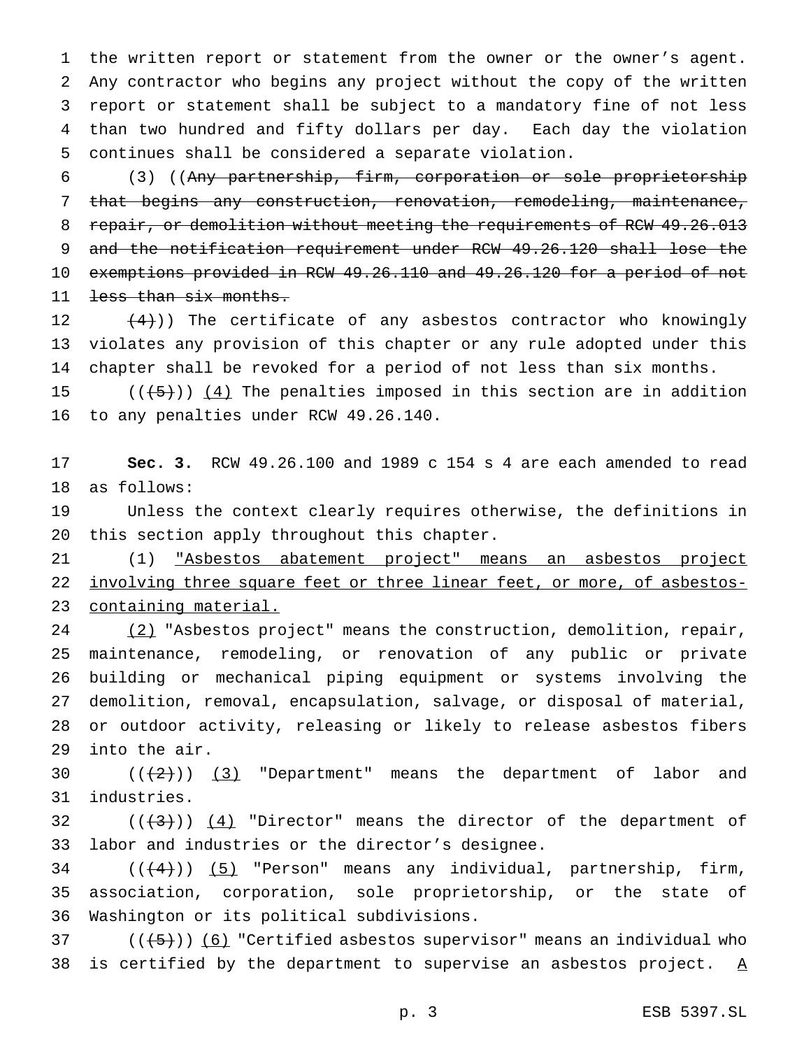the written report or statement from the owner or the owner's agent. Any contractor who begins any project without the copy of the written report or statement shall be subject to a mandatory fine of not less than two hundred and fifty dollars per day. Each day the violation continues shall be considered a separate violation.

(3) ((~~Any partnership, firm, corporation or sole proprietorship that begins any construction, renovation, remodeling, maintenance, repair, or demolition without meeting the requirements of RCW 49.26.013 and the notification requirement under RCW 49.26.120 shall lose the exemptions provided in RCW 49.26.110 and 49.26.120 for a period of not less than six months.~~

~~(4)~~)) The certificate of any asbestos contractor who knowingly violates any provision of this chapter or any rule adopted under this chapter shall be revoked for a period of not less than six months.

((~~(5)~~)) <u>(4)</u> The penalties imposed in this section are in addition to any penalties under RCW 49.26.140.

**Sec. 3.** RCW 49.26.100 and 1989 c 154 s 4 are each amended to read as follows:

Unless the context clearly requires otherwise, the definitions in this section apply throughout this chapter.

(1) <u>"Asbestos abatement project" means an asbestos project involving three square feet or three linear feet, or more, of asbestos-containing material.</u>

<u>(2)</u> "Asbestos project" means the construction, demolition, repair, maintenance, remodeling, or renovation of any public or private building or mechanical piping equipment or systems involving the demolition, removal, encapsulation, salvage, or disposal of material, or outdoor activity, releasing or likely to release asbestos fibers into the air.

((~~(2)~~)) <u>(3)</u> "Department" means the department of labor and industries.

((~~(3)~~)) <u>(4)</u> "Director" means the director of the department of labor and industries or the director's designee.

((~~(4)~~)) <u>(5)</u> "Person" means any individual, partnership, firm, association, corporation, sole proprietorship, or the state of Washington or its political subdivisions.

((~~(5)~~)) <u>(6)</u> "Certified asbestos supervisor" means an individual who is certified by the department to supervise an asbestos project. <u>A</u>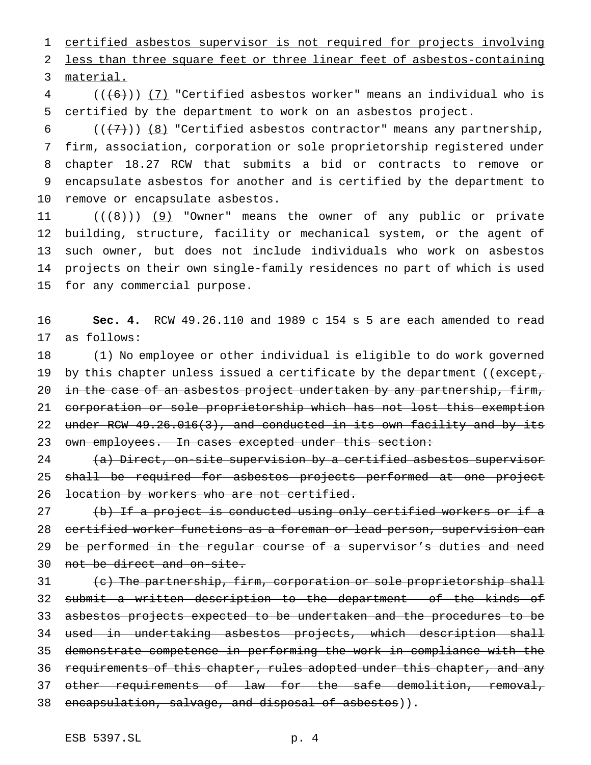certified asbestos supervisor is not required for projects involving less than three square feet or three linear feet of asbestos-containing material.

((~~(6)~~)) (7) "Certified asbestos worker" means an individual who is certified by the department to work on an asbestos project.

((~~(7)~~)) (8) "Certified asbestos contractor" means any partnership, firm, association, corporation or sole proprietorship registered under chapter 18.27 RCW that submits a bid or contracts to remove or encapsulate asbestos for another and is certified by the department to remove or encapsulate asbestos.

((~~(8)~~)) (9) "Owner" means the owner of any public or private building, structure, facility or mechanical system, or the agent of such owner, but does not include individuals who work on asbestos projects on their own single-family residences no part of which is used for any commercial purpose.

**Sec. 4.** RCW 49.26.110 and 1989 c 154 s 5 are each amended to read as follows:

(1) No employee or other individual is eligible to do work governed by this chapter unless issued a certificate by the department ((~~except, in the case of an asbestos project undertaken by any partnership, firm, corporation or sole proprietorship which has not lost this exemption under RCW 49.26.016(3), and conducted in its own facility and by its own employees. In cases excepted under this section:~~

~~(a) Direct, on-site supervision by a certified asbestos supervisor shall be required for asbestos projects performed at one project location by workers who are not certified.~~

~~(b) If a project is conducted using only certified workers or if a certified worker functions as a foreman or lead person, supervision can be performed in the regular course of a supervisor's duties and need not be direct and on-site.~~

~~(c) The partnership, firm, corporation or sole proprietorship shall submit a written description to the department of the kinds of asbestos projects expected to be undertaken and the procedures to be used in undertaking asbestos projects, which description shall demonstrate competence in performing the work in compliance with the requirements of this chapter, rules adopted under this chapter, and any other requirements of law for the safe demolition, removal, encapsulation, salvage, and disposal of asbestos~~)).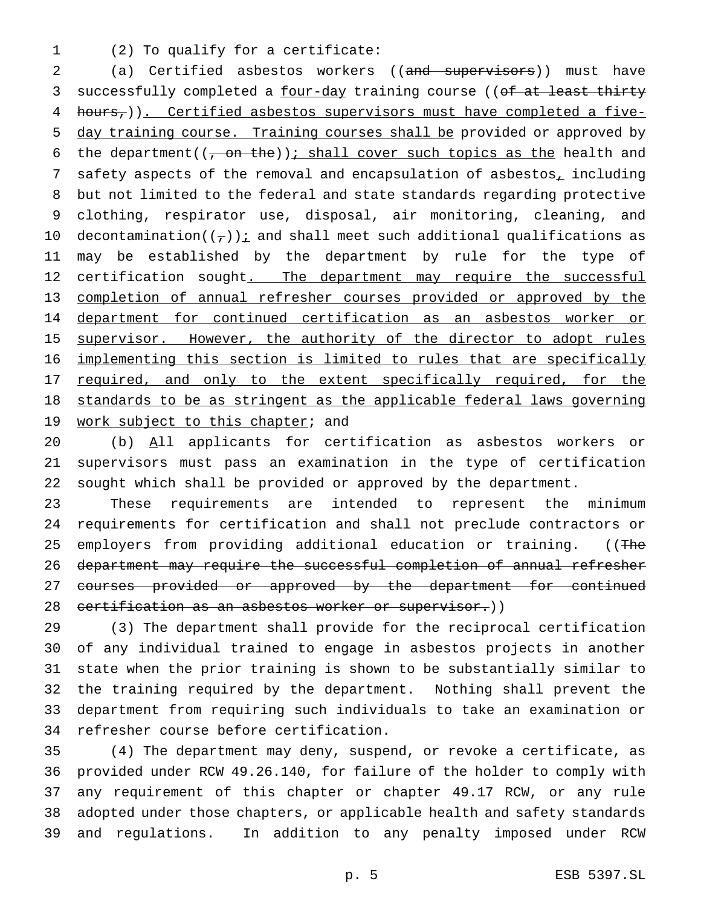(2) To qualify for a certificate:

(a) Certified asbestos workers ((~~and supervisors~~)) must have successfully completed a <u>four-day</u> training course ((~~of at least thirty hours,~~))<u>. Certified asbestos supervisors must have completed a five-day training course. Training courses shall be</u> provided or approved by the department((~~, on the~~))<u>; shall cover such topics as the</u> health and safety aspects of the removal and encapsulation of asbestos<u>,</u> including but not limited to the federal and state standards regarding protective clothing, respirator use, disposal, air monitoring, cleaning, and decontamination((~~,~~))<u>;</u> and shall meet such additional qualifications as may be established by the department by rule for the type of certification sought<u>. The department may require the successful completion of annual refresher courses provided or approved by the department for continued certification as an asbestos worker or supervisor. However, the authority of the director to adopt rules implementing this section is limited to rules that are specifically required, and only to the extent specifically required, for the standards to be as stringent as the applicable federal laws governing work subject to this chapter</u>; and

(b) <u>A</u>ll applicants for certification as asbestos workers or supervisors must pass an examination in the type of certification sought which shall be provided or approved by the department.

These requirements are intended to represent the minimum requirements for certification and shall not preclude contractors or employers from providing additional education or training. ((~~The department may require the successful completion of annual refresher courses provided or approved by the department for continued certification as an asbestos worker or supervisor.~~))

(3) The department shall provide for the reciprocal certification of any individual trained to engage in asbestos projects in another state when the prior training is shown to be substantially similar to the training required by the department. Nothing shall prevent the department from requiring such individuals to take an examination or refresher course before certification.

(4) The department may deny, suspend, or revoke a certificate, as provided under RCW 49.26.140, for failure of the holder to comply with any requirement of this chapter or chapter 49.17 RCW, or any rule adopted under those chapters, or applicable health and safety standards and regulations. In addition to any penalty imposed under RCW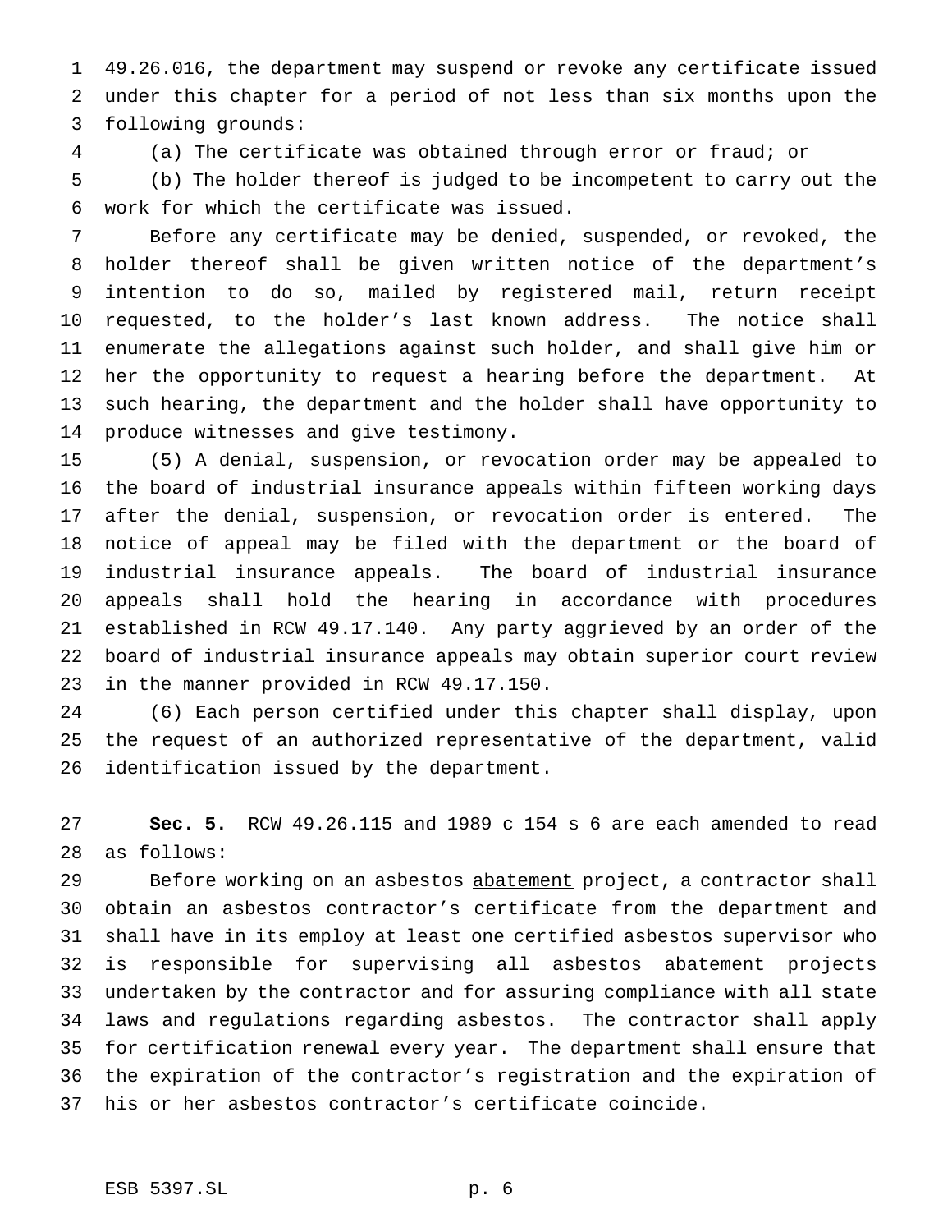49.26.016, the department may suspend or revoke any certificate issued under this chapter for a period of not less than six months upon the following grounds:

(a) The certificate was obtained through error or fraud; or

(b) The holder thereof is judged to be incompetent to carry out the work for which the certificate was issued.

Before any certificate may be denied, suspended, or revoked, the holder thereof shall be given written notice of the department's intention to do so, mailed by registered mail, return receipt requested, to the holder's last known address. The notice shall enumerate the allegations against such holder, and shall give him or her the opportunity to request a hearing before the department. At such hearing, the department and the holder shall have opportunity to produce witnesses and give testimony.

(5) A denial, suspension, or revocation order may be appealed to the board of industrial insurance appeals within fifteen working days after the denial, suspension, or revocation order is entered. The notice of appeal may be filed with the department or the board of industrial insurance appeals. The board of industrial insurance appeals shall hold the hearing in accordance with procedures established in RCW 49.17.140. Any party aggrieved by an order of the board of industrial insurance appeals may obtain superior court review in the manner provided in RCW 49.17.150.

(6) Each person certified under this chapter shall display, upon the request of an authorized representative of the department, valid identification issued by the department.

**Sec. 5.** RCW 49.26.115 and 1989 c 154 s 6 are each amended to read as follows:

Before working on an asbestos abatement project, a contractor shall obtain an asbestos contractor's certificate from the department and shall have in its employ at least one certified asbestos supervisor who is responsible for supervising all asbestos abatement projects undertaken by the contractor and for assuring compliance with all state laws and regulations regarding asbestos. The contractor shall apply for certification renewal every year. The department shall ensure that the expiration of the contractor's registration and the expiration of his or her asbestos contractor's certificate coincide.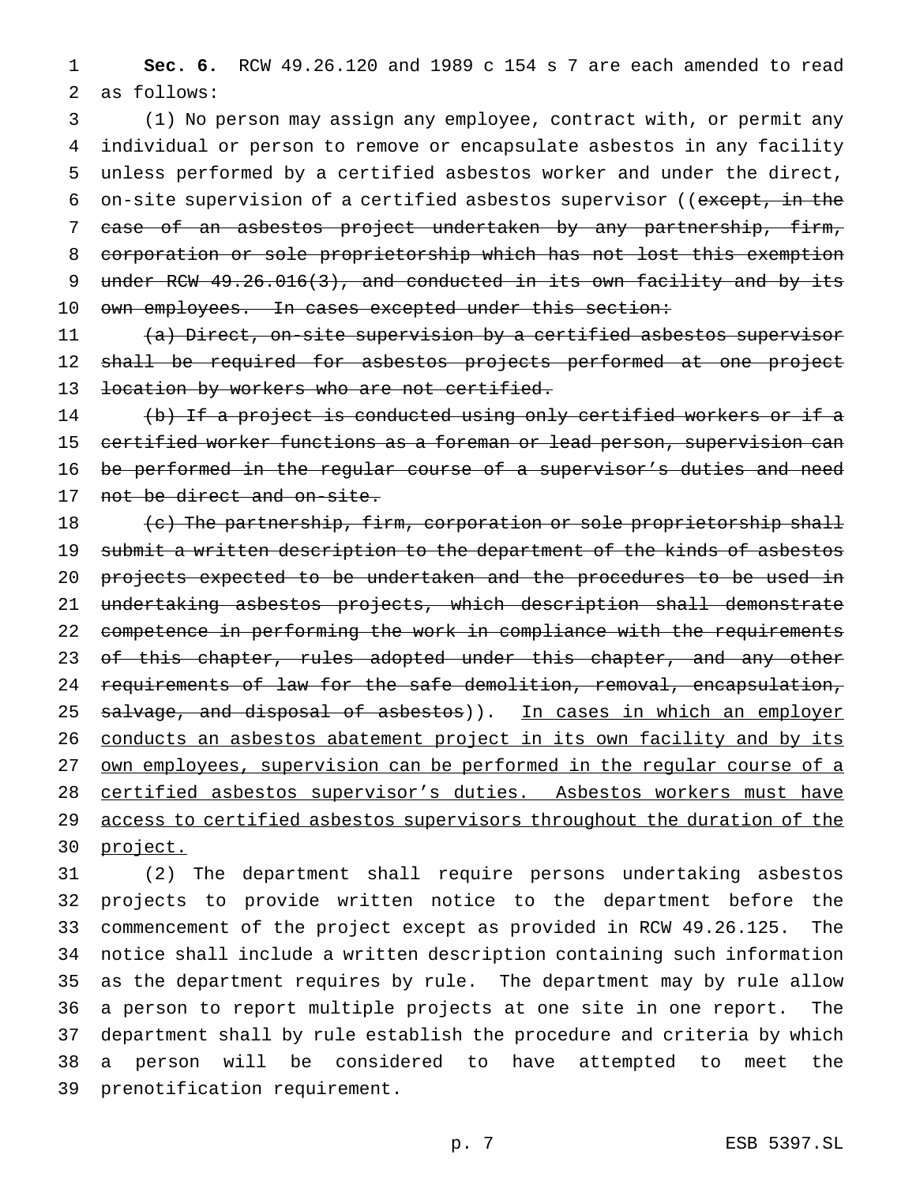**Sec. 6.** RCW 49.26.120 and 1989 c 154 s 7 are each amended to read as follows:

(1) No person may assign any employee, contract with, or permit any individual or person to remove or encapsulate asbestos in any facility unless performed by a certified asbestos worker and under the direct, on-site supervision of a certified asbestos supervisor ((~~except, in the case of an asbestos project undertaken by any partnership, firm, corporation or sole proprietorship which has not lost this exemption under RCW 49.26.016(3), and conducted in its own facility and by its own employees. In cases excepted under this section:~~

~~(a) Direct, on-site supervision by a certified asbestos supervisor shall be required for asbestos projects performed at one project location by workers who are not certified.~~

~~(b) If a project is conducted using only certified workers or if a certified worker functions as a foreman or lead person, supervision can be performed in the regular course of a supervisor's duties and need not be direct and on-site.~~

~~(c) The partnership, firm, corporation or sole proprietorship shall submit a written description to the department of the kinds of asbestos projects expected to be undertaken and the procedures to be used in undertaking asbestos projects, which description shall demonstrate competence in performing the work in compliance with the requirements of this chapter, rules adopted under this chapter, and any other requirements of law for the safe demolition, removal, encapsulation, salvage, and disposal of asbestos~~)). <u>In cases in which an employer conducts an asbestos abatement project in its own facility and by its own employees, supervision can be performed in the regular course of a certified asbestos supervisor's duties. Asbestos workers must have access to certified asbestos supervisors throughout the duration of the project.</u>

(2) The department shall require persons undertaking asbestos projects to provide written notice to the department before the commencement of the project except as provided in RCW 49.26.125. The notice shall include a written description containing such information as the department requires by rule. The department may by rule allow a person to report multiple projects at one site in one report. The department shall by rule establish the procedure and criteria by which a person will be considered to have attempted to meet the prenotification requirement.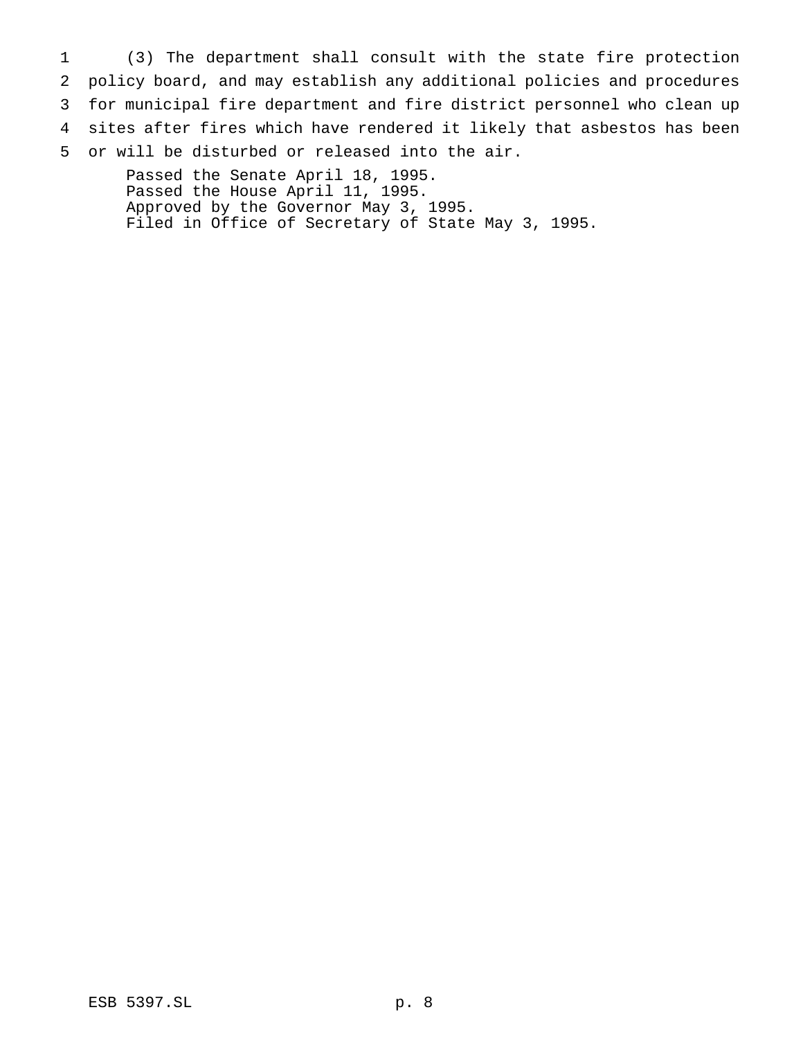(3) The department shall consult with the state fire protection policy board, and may establish any additional policies and procedures for municipal fire department and fire district personnel who clean up sites after fires which have rendered it likely that asbestos has been or will be disturbed or released into the air.

Passed the Senate April 18, 1995.
Passed the House April 11, 1995.
Approved by the Governor May 3, 1995.
Filed in Office of Secretary of State May 3, 1995.